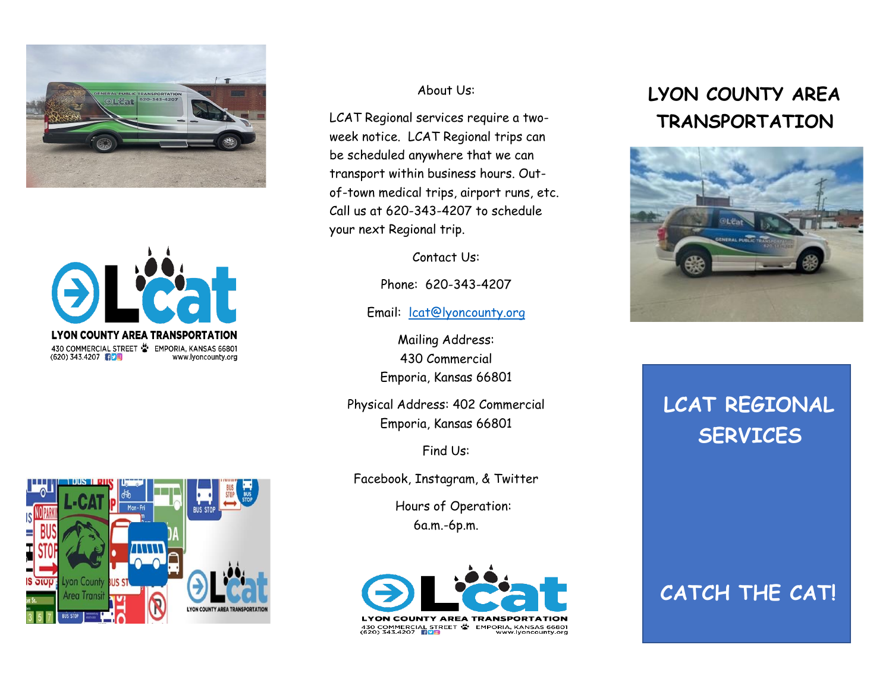LYON COUNTY AREA TRANSPORTATION

430 COMMERCIAL STREET EMPORIA, KANSAS 66801
(620) 343.4207 www.lyoncounty.org

About Us:

LCAT Regional services require a two-week notice. LCAT Regional trips can be scheduled anywhere that we can transport within business hours. Out-of-town medical trips, airport runs, etc. Call us at 620-343-4207 to schedule your next Regional trip.

Contact Us:

Phone: 620-343-4207

Email: lcat@lyoncounty.org

Mailing Address:
430 Commercial
Emporia, Kansas 66801

Physical Address: 402 Commercial
Emporia, Kansas 66801

Find Us:

Facebook, Instagram, & Twitter

Hours of Operation:
6a.m.-6p.m.

LYON COUNTY AREA TRANSPORTATION

430 COMMERCIAL STREET EMPORIA, KANSAS 66801
(620) 343.4207 www.lyoncounty.org

# LYON COUNTY AREA TRANSPORTATION

## LCAT REGIONAL SERVICES

## CATCH THE CAT!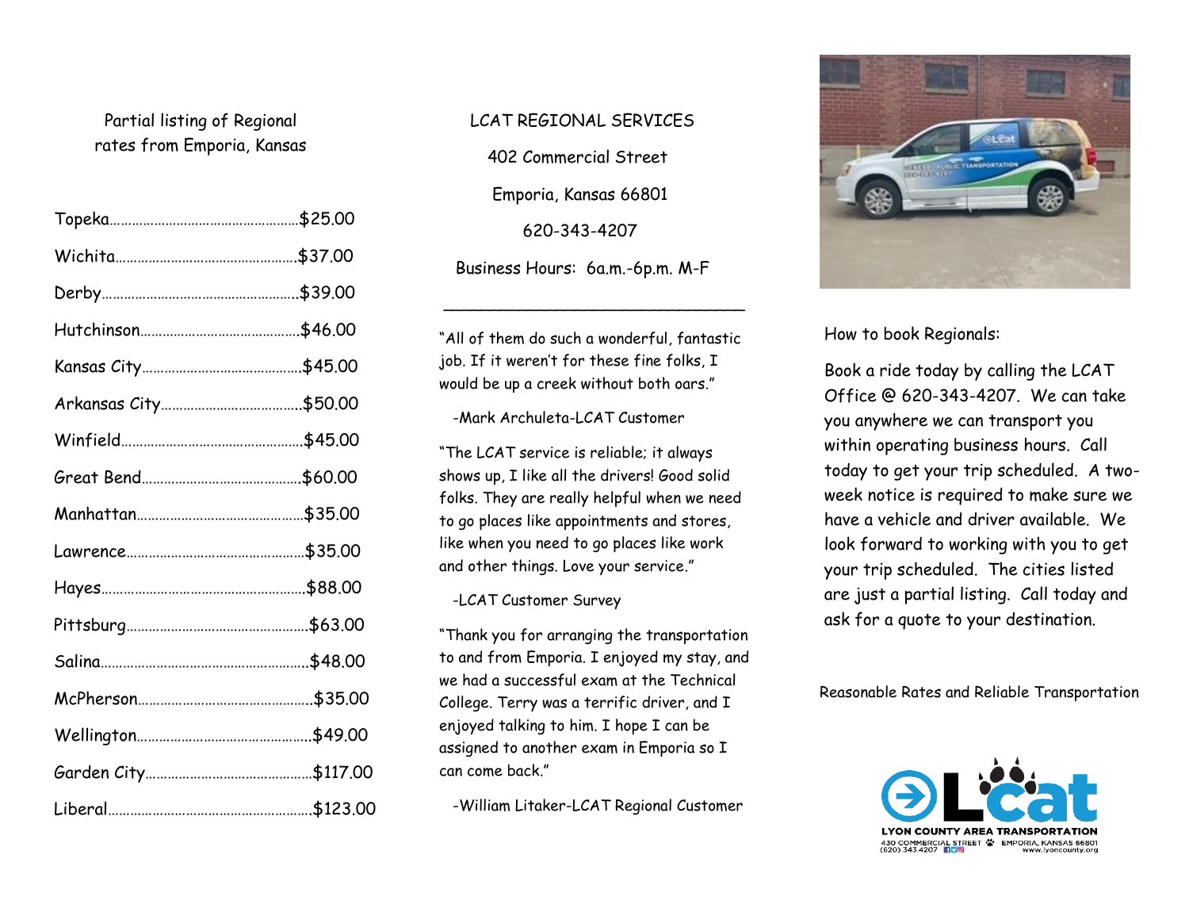Partial listing of Regional rates from Emporia, Kansas

| | |
|---|---|
| Topeka | $25.00 |
| Wichita | $37.00 |
| Derby | $39.00 |
| Hutchinson | $46.00 |
| Kansas City | $45.00 |
| Arkansas City | $50.00 |
| Winfield | $45.00 |
| Great Bend | $60.00 |
| Manhattan | $35.00 |
| Lawrence | $35.00 |
| Hayes | $88.00 |
| Pittsburg | $63.00 |
| Salina | $48.00 |
| McPherson | $35.00 |
| Wellington | $49.00 |
| Garden City | $117.00 |
| Liberal | $123.00 |

LCAT REGIONAL SERVICES

402 Commercial Street

Emporia, Kansas 66801

620-343-4207

Business Hours: 6a.m.-6p.m. M-F

---

"All of them do such a wonderful, fantastic job. If it weren't for these fine folks, I would be up a creek without both oars."

-Mark Archuleta-LCAT Customer

"The LCAT service is reliable; it always shows up, I like all the drivers! Good solid folks. They are really helpful when we need to go places like appointments and stores, like when you need to go places like work and other things. Love your service."

-LCAT Customer Survey

"Thank you for arranging the transportation to and from Emporia. I enjoyed my stay, and we had a successful exam at the Technical College. Terry was a terrific driver, and I enjoyed talking to him. I hope I can be assigned to another exam in Emporia so I can come back."

-William Litaker-LCAT Regional Customer

How to book Regionals:

Book a ride today by calling the LCAT Office @ 620-343-4207. We can take you anywhere we can transport you within operating business hours. Call today to get your trip scheduled. A two-week notice is required to make sure we have a vehicle and driver available. We look forward to working with you to get your trip scheduled. The cities listed are just a partial listing. Call today and ask for a quote to your destination.

Reasonable Rates and Reliable Transportation

LYON COUNTY AREA TRANSPORTATION

430 COMMERCIAL STREET EMPORIA, KANSAS 66801

(620) 343-4207 www.lyoncounty.org